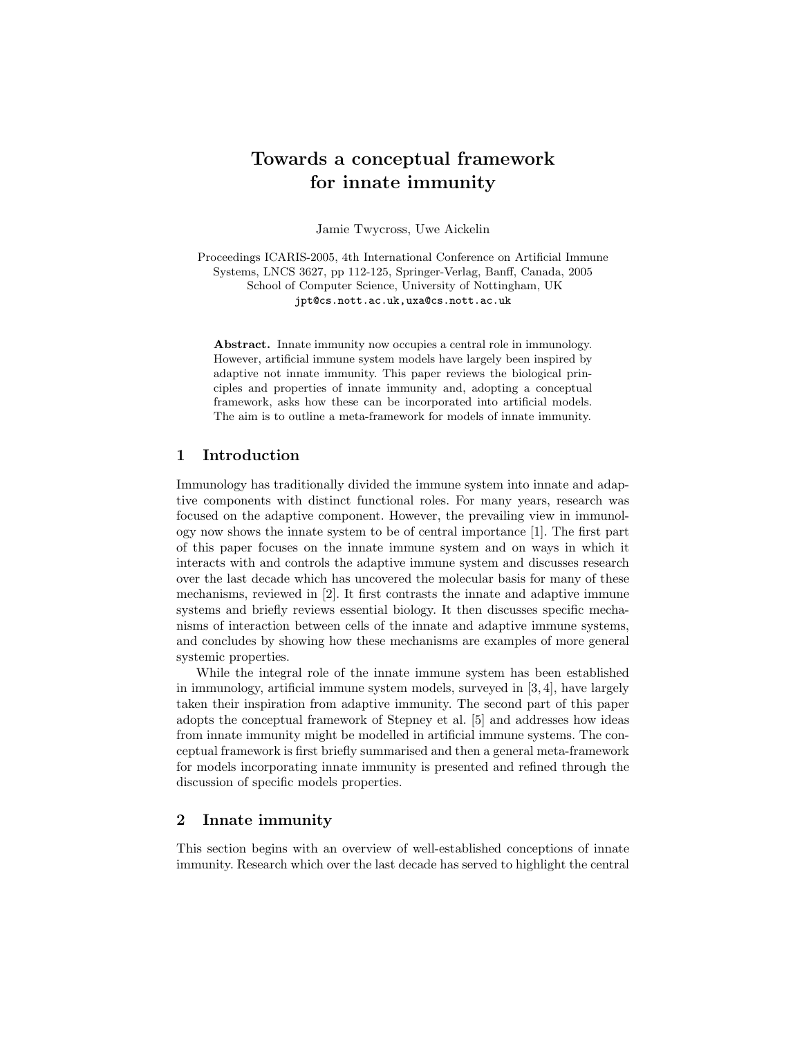# Towards a conceptual framework for innate immunity

Jamie Twycross, Uwe Aickelin

Proceedings ICARIS-2005, 4th International Conference on Artificial Immune Systems, LNCS 3627, pp 112-125, Springer-Verlag, Banff, Canada, 2005
School of Computer Science, University of Nottingham, UK
jpt@cs.nott.ac.uk,uxa@cs.nott.ac.uk

**Abstract.** Innate immunity now occupies a central role in immunology. However, artificial immune system models have largely been inspired by adaptive not innate immunity. This paper reviews the biological principles and properties of innate immunity and, adopting a conceptual framework, asks how these can be incorporated into artificial models. The aim is to outline a meta-framework for models of innate immunity.

## 1 Introduction

Immunology has traditionally divided the immune system into innate and adaptive components with distinct functional roles. For many years, research was focused on the adaptive component. However, the prevailing view in immunology now shows the innate system to be of central importance [1]. The first part of this paper focuses on the innate immune system and on ways in which it interacts with and controls the adaptive immune system and discusses research over the last decade which has uncovered the molecular basis for many of these mechanisms, reviewed in [2]. It first contrasts the innate and adaptive immune systems and briefly reviews essential biology. It then discusses specific mechanisms of interaction between cells of the innate and adaptive immune systems, and concludes by showing how these mechanisms are examples of more general systemic properties.

While the integral role of the innate immune system has been established in immunology, artificial immune system models, surveyed in [3, 4], have largely taken their inspiration from adaptive immunity. The second part of this paper adopts the conceptual framework of Stepney et al. [5] and addresses how ideas from innate immunity might be modelled in artificial immune systems. The conceptual framework is first briefly summarised and then a general meta-framework for models incorporating innate immunity is presented and refined through the discussion of specific models properties.

## 2 Innate immunity

This section begins with an overview of well-established conceptions of innate immunity. Research which over the last decade has served to highlight the central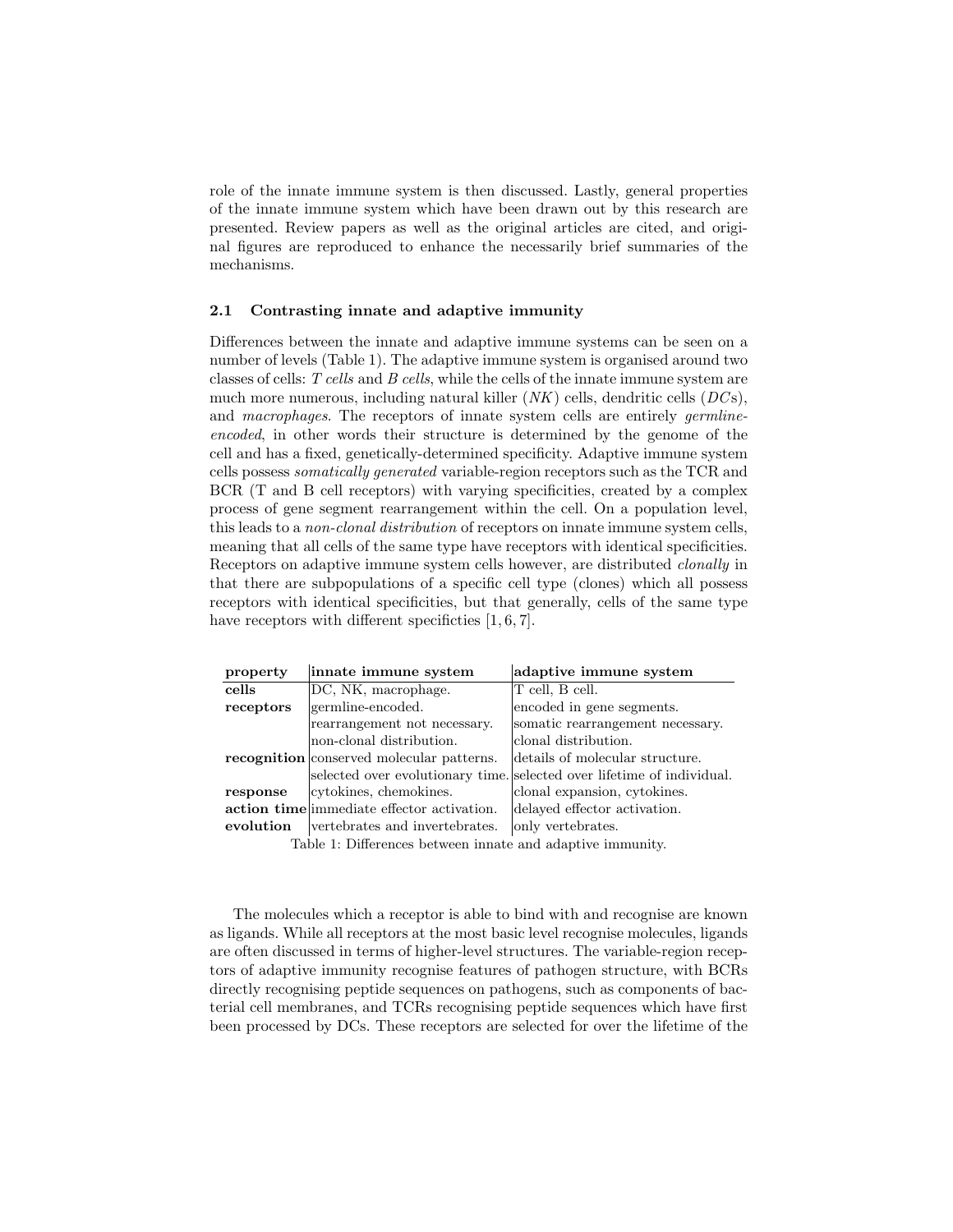role of the innate immune system is then discussed. Lastly, general properties of the innate immune system which have been drawn out by this research are presented. Review papers as well as the original articles are cited, and original figures are reproduced to enhance the necessarily brief summaries of the mechanisms.

### 2.1 Contrasting innate and adaptive immunity

Differences between the innate and adaptive immune systems can be seen on a number of levels (Table 1). The adaptive immune system is organised around two classes of cells: *T cells* and *B cells*, while the cells of the innate immune system are much more numerous, including natural killer (*NK*) cells, dendritic cells (*DC*s), and *macrophages*. The receptors of innate system cells are entirely *germline-encoded*, in other words their structure is determined by the genome of the cell and has a fixed, genetically-determined specificity. Adaptive immune system cells possess *somatically generated* variable-region receptors such as the TCR and BCR (T and B cell receptors) with varying specificities, created by a complex process of gene segment rearrangement within the cell. On a population level, this leads to a *non-clonal distribution* of receptors on innate immune system cells, meaning that all cells of the same type have receptors with identical specificities. Receptors on adaptive immune system cells however, are distributed *clonally* in that there are subpopulations of a specific cell type (clones) which all possess receptors with identical specificities, but that generally, cells of the same type have receptors with different specificties [1, 6, 7].

| property | innate immune system | adaptive immune system |
|---|---|---|
| **cells** | DC, NK, macrophage. | T cell, B cell. |
| **receptors** | germline-encoded. | encoded in gene segments. |
| | rearrangement not necessary. | somatic rearrangement necessary. |
| | non-clonal distribution. | clonal distribution. |
| **recognition** | conserved molecular patterns. | details of molecular structure. |
| | selected over evolutionary time. | selected over lifetime of individual. |
| **response** | cytokines, chemokines. | clonal expansion, cytokines. |
| **action time** | immediate effector activation. | delayed effector activation. |
| **evolution** | vertebrates and invertebrates. | only vertebrates. |

Table 1: Differences between innate and adaptive immunity.

The molecules which a receptor is able to bind with and recognise are known as ligands. While all receptors at the most basic level recognise molecules, ligands are often discussed in terms of higher-level structures. The variable-region receptors of adaptive immunity recognise features of pathogen structure, with BCRs directly recognising peptide sequences on pathogens, such as components of bacterial cell membranes, and TCRs recognising peptide sequences which have first been processed by DCs. These receptors are selected for over the lifetime of the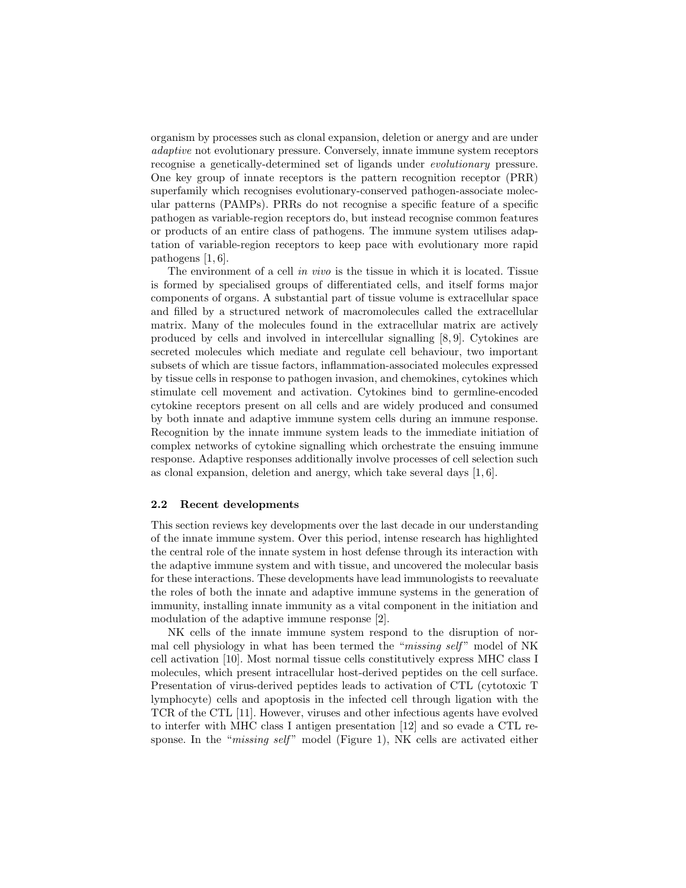organism by processes such as clonal expansion, deletion or anergy and are under *adaptive* not evolutionary pressure. Conversely, innate immune system receptors recognise a genetically-determined set of ligands under *evolutionary* pressure. One key group of innate receptors is the pattern recognition receptor (PRR) superfamily which recognises evolutionary-conserved pathogen-associate molecular patterns (PAMPs). PRRs do not recognise a specific feature of a specific pathogen as variable-region receptors do, but instead recognise common features or products of an entire class of pathogens. The immune system utilises adaptation of variable-region receptors to keep pace with evolutionary more rapid pathogens [1, 6].

The environment of a cell *in vivo* is the tissue in which it is located. Tissue is formed by specialised groups of differentiated cells, and itself forms major components of organs. A substantial part of tissue volume is extracellular space and filled by a structured network of macromolecules called the extracellular matrix. Many of the molecules found in the extracellular matrix are actively produced by cells and involved in intercellular signalling [8, 9]. Cytokines are secreted molecules which mediate and regulate cell behaviour, two important subsets of which are tissue factors, inflammation-associated molecules expressed by tissue cells in response to pathogen invasion, and chemokines, cytokines which stimulate cell movement and activation. Cytokines bind to germline-encoded cytokine receptors present on all cells and are widely produced and consumed by both innate and adaptive immune system cells during an immune response. Recognition by the innate immune system leads to the immediate initiation of complex networks of cytokine signalling which orchestrate the ensuing immune response. Adaptive responses additionally involve processes of cell selection such as clonal expansion, deletion and anergy, which take several days [1, 6].

### 2.2 Recent developments

This section reviews key developments over the last decade in our understanding of the innate immune system. Over this period, intense research has highlighted the central role of the innate system in host defense through its interaction with the adaptive immune system and with tissue, and uncovered the molecular basis for these interactions. These developments have lead immunologists to reevaluate the roles of both the innate and adaptive immune systems in the generation of immunity, installing innate immunity as a vital component in the initiation and modulation of the adaptive immune response [2].

NK cells of the innate immune system respond to the disruption of normal cell physiology in what has been termed the "*missing self*" model of NK cell activation [10]. Most normal tissue cells constitutively express MHC class I molecules, which present intracellular host-derived peptides on the cell surface. Presentation of virus-derived peptides leads to activation of CTL (cytotoxic T lymphocyte) cells and apoptosis in the infected cell through ligation with the TCR of the CTL [11]. However, viruses and other infectious agents have evolved to interfer with MHC class I antigen presentation [12] and so evade a CTL response. In the "*missing self*" model (Figure 1), NK cells are activated either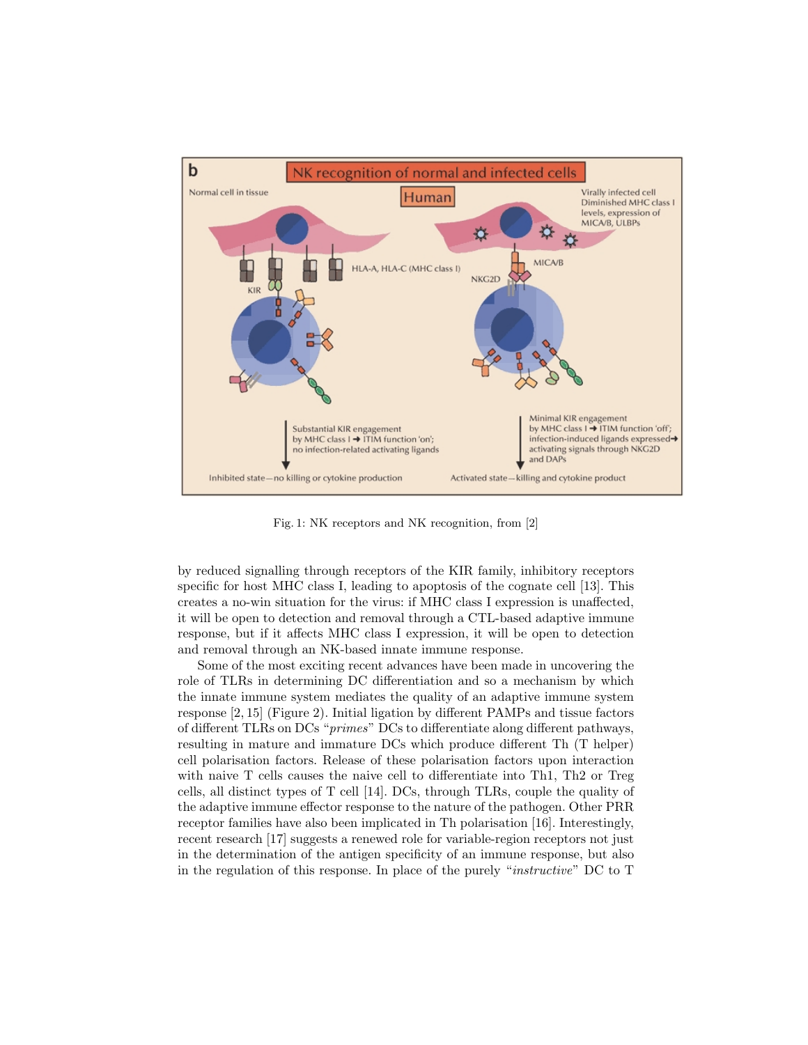Fig. 1: NK receptors and NK recognition, from [2]

by reduced signalling through receptors of the KIR family, inhibitory receptors specific for host MHC class I, leading to apoptosis of the cognate cell [13]. This creates a no-win situation for the virus: if MHC class I expression is unaffected, it will be open to detection and removal through a CTL-based adaptive immune response, but if it affects MHC class I expression, it will be open to detection and removal through an NK-based innate immune response.

Some of the most exciting recent advances have been made in uncovering the role of TLRs in determining DC differentiation and so a mechanism by which the innate immune system mediates the quality of an adaptive immune system response [2, 15] (Figure 2). Initial ligation by different PAMPs and tissue factors of different TLRs on DCs "*primes*" DCs to differentiate along different pathways, resulting in mature and immature DCs which produce different Th (T helper) cell polarisation factors. Release of these polarisation factors upon interaction with naive T cells causes the naive cell to differentiate into Th1, Th2 or Treg cells, all distinct types of T cell [14]. DCs, through TLRs, couple the quality of the adaptive immune effector response to the nature of the pathogen. Other PRR receptor families have also been implicated in Th polarisation [16]. Interestingly, recent research [17] suggests a renewed role for variable-region receptors not just in the determination of the antigen specificity of an immune response, but also in the regulation of this response. In place of the purely "*instructive*" DC to T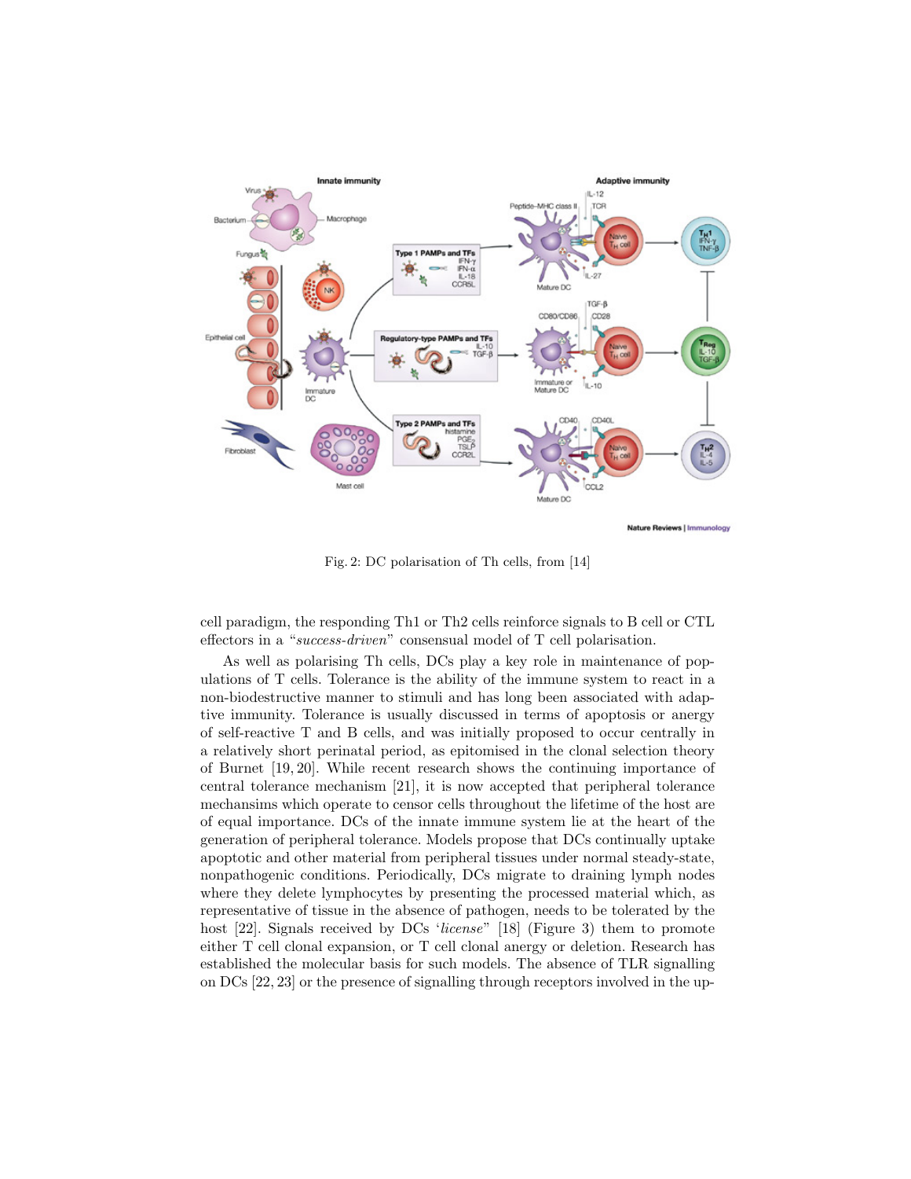Fig. 2: DC polarisation of Th cells, from [14]

cell paradigm, the responding Th1 or Th2 cells reinforce signals to B cell or CTL effectors in a "*success-driven*" consensual model of T cell polarisation.

As well as polarising Th cells, DCs play a key role in maintenance of populations of T cells. Tolerance is the ability of the immune system to react in a non-biodestructive manner to stimuli and has long been associated with adaptive immunity. Tolerance is usually discussed in terms of apoptosis or anergy of self-reactive T and B cells, and was initially proposed to occur centrally in a relatively short perinatal period, as epitomised in the clonal selection theory of Burnet [19, 20]. While recent research shows the continuing importance of central tolerance mechanism [21], it is now accepted that peripheral tolerance mechansims which operate to censor cells throughout the lifetime of the host are of equal importance. DCs of the innate immune system lie at the heart of the generation of peripheral tolerance. Models propose that DCs continually uptake apoptotic and other material from peripheral tissues under normal steady-state, nonpathogenic conditions. Periodically, DCs migrate to draining lymph nodes where they delete lymphocytes by presenting the processed material which, as representative of tissue in the absence of pathogen, needs to be tolerated by the host [22]. Signals received by DCs '*license*" [18] (Figure 3) them to promote either T cell clonal expansion, or T cell clonal anergy or deletion. Research has established the molecular basis for such models. The absence of TLR signalling on DCs [22, 23] or the presence of signalling through receptors involved in the up-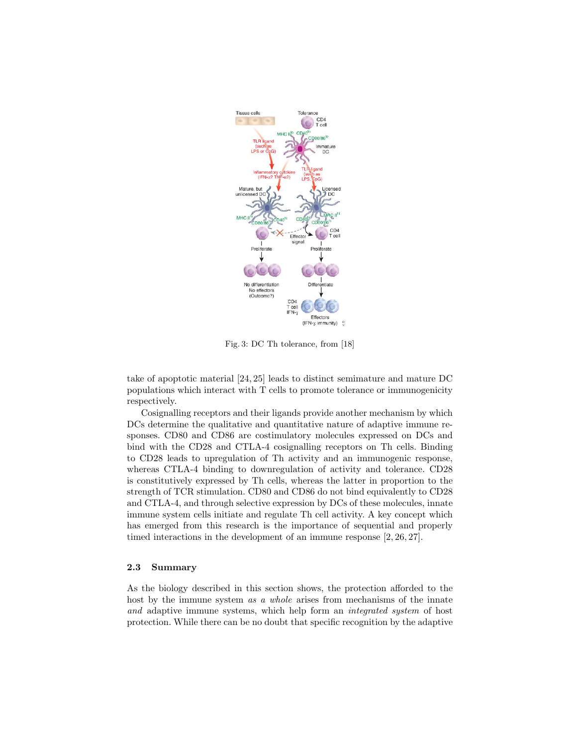Fig. 3: DC Th tolerance, from [18]

take of apoptotic material [24, 25] leads to distinct semimature and mature DC populations which interact with T cells to promote tolerance or immunogenicity respectively.

Cosignalling receptors and their ligands provide another mechanism by which DCs determine the qualitative and quantitative nature of adaptive immune responses. CD80 and CD86 are costimulatory molecules expressed on DCs and bind with the CD28 and CTLA-4 cosignalling receptors on Th cells. Binding to CD28 leads to upregulation of Th activity and an immunogenic response, whereas CTLA-4 binding to downregulation of activity and tolerance. CD28 is constitutively expressed by Th cells, whereas the latter in proportion to the strength of TCR stimulation. CD80 and CD86 do not bind equivalently to CD28 and CTLA-4, and through selective expression by DCs of these molecules, innate immune system cells initiate and regulate Th cell activity. A key concept which has emerged from this research is the importance of sequential and properly timed interactions in the development of an immune response [2, 26, 27].

### 2.3 Summary

As the biology described in this section shows, the protection afforded to the host by the immune system *as a whole* arises from mechanisms of the innate *and* adaptive immune systems, which help form an *integrated system* of host protection. While there can be no doubt that specific recognition by the adaptive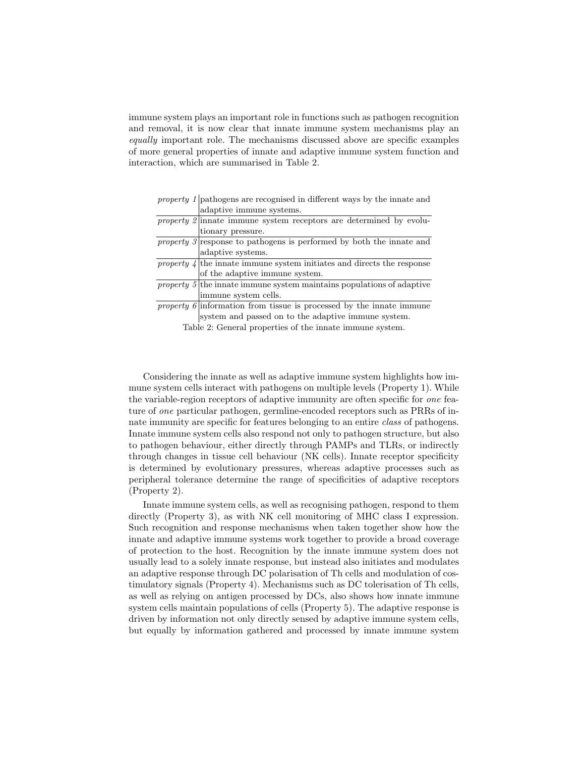immune system plays an important role in functions such as pathogen recognition and removal, it is now clear that innate immune system mechanisms play an *equally* important role. The mechanisms discussed above are specific examples of more general properties of innate and adaptive immune system function and interaction, which are summarised in Table 2.

| | |
|---|---|
| *property 1* | pathogens are recognised in different ways by the innate and adaptive immune systems. |
| *property 2* | innate immune system receptors are determined by evolutionary pressure. |
| *property 3* | response to pathogens is performed by both the innate and adaptive systems. |
| *property 4* | the innate immune system initiates and directs the response of the adaptive immune system. |
| *property 5* | the innate immune system maintains populations of adaptive immune system cells. |
| *property 6* | information from tissue is processed by the innate immune system and passed on to the adaptive immune system. |

Table 2: General properties of the innate immune system.

Considering the innate as well as adaptive immune system highlights how immune system cells interact with pathogens on multiple levels (Property 1). While the variable-region receptors of adaptive immunity are often specific for *one* feature of *one* particular pathogen, germline-encoded receptors such as PRRs of innate immunity are specific for features belonging to an entire *class* of pathogens. Innate immune system cells also respond not only to pathogen structure, but also to pathogen behaviour, either directly through PAMPs and TLRs, or indirectly through changes in tissue cell behaviour (NK cells). Innate receptor specificity is determined by evolutionary pressures, whereas adaptive processes such as peripheral tolerance determine the range of specificities of adaptive receptors (Property 2).

Innate immune system cells, as well as recognising pathogen, respond to them directly (Property 3), as with NK cell monitoring of MHC class I expression. Such recognition and response mechanisms when taken together show how the innate and adaptive immune systems work together to provide a broad coverage of protection to the host. Recognition by the innate immune system does not usually lead to a solely innate response, but instead also initiates and modulates an adaptive response through DC polarisation of Th cells and modulation of costimulatory signals (Property 4). Mechanisms such as DC tolerisation of Th cells, as well as relying on antigen processed by DCs, also shows how innate immune system cells maintain populations of cells (Property 5). The adaptive response is driven by information not only directly sensed by adaptive immune system cells, but equally by information gathered and processed by innate immune system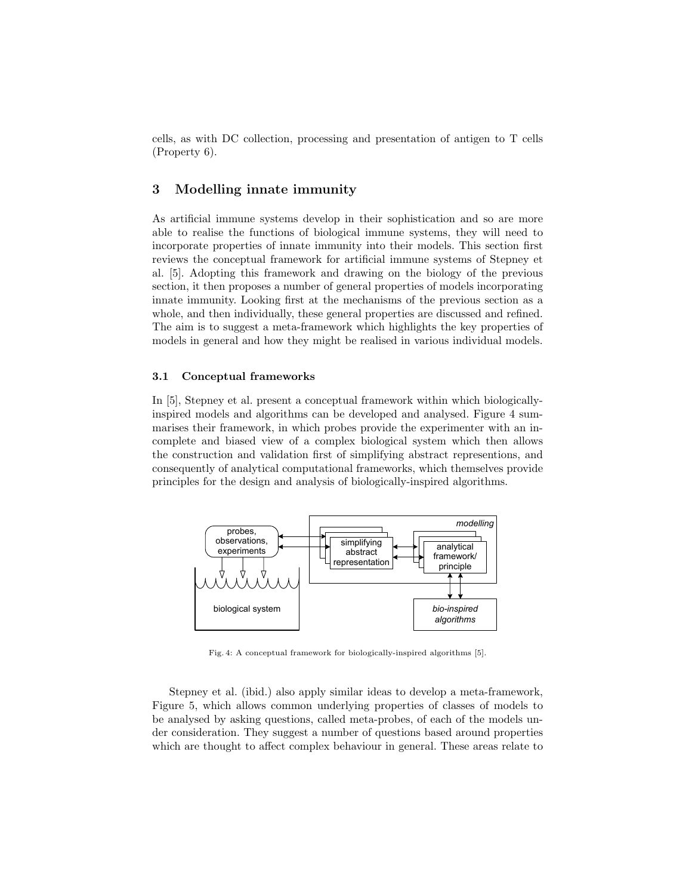cells, as with DC collection, processing and presentation of antigen to T cells (Property 6).

## 3 Modelling innate immunity

As artificial immune systems develop in their sophistication and so are more able to realise the functions of biological immune systems, they will need to incorporate properties of innate immunity into their models. This section first reviews the conceptual framework for artificial immune systems of Stepney et al. [5]. Adopting this framework and drawing on the biology of the previous section, it then proposes a number of general properties of models incorporating innate immunity. Looking first at the mechanisms of the previous section as a whole, and then individually, these general properties are discussed and refined. The aim is to suggest a meta-framework which highlights the key properties of models in general and how they might be realised in various individual models.

### 3.1 Conceptual frameworks

In [5], Stepney et al. present a conceptual framework within which biologically-inspired models and algorithms can be developed and analysed. Figure 4 summarises their framework, in which probes provide the experimenter with an incomplete and biased view of a complex biological system which then allows the construction and validation first of simplifying abstract represenations, and consequently of analytical computational frameworks, which themselves provide principles for the design and analysis of biologically-inspired algorithms.

Fig. 4: A conceptual framework for biologically-inspired algorithms [5].

Stepney et al. (ibid.) also apply similar ideas to develop a meta-framework, Figure 5, which allows common underlying properties of classes of models to be analysed by asking questions, called meta-probes, of each of the models under consideration. They suggest a number of questions based around properties which are thought to affect complex behaviour in general. These areas relate to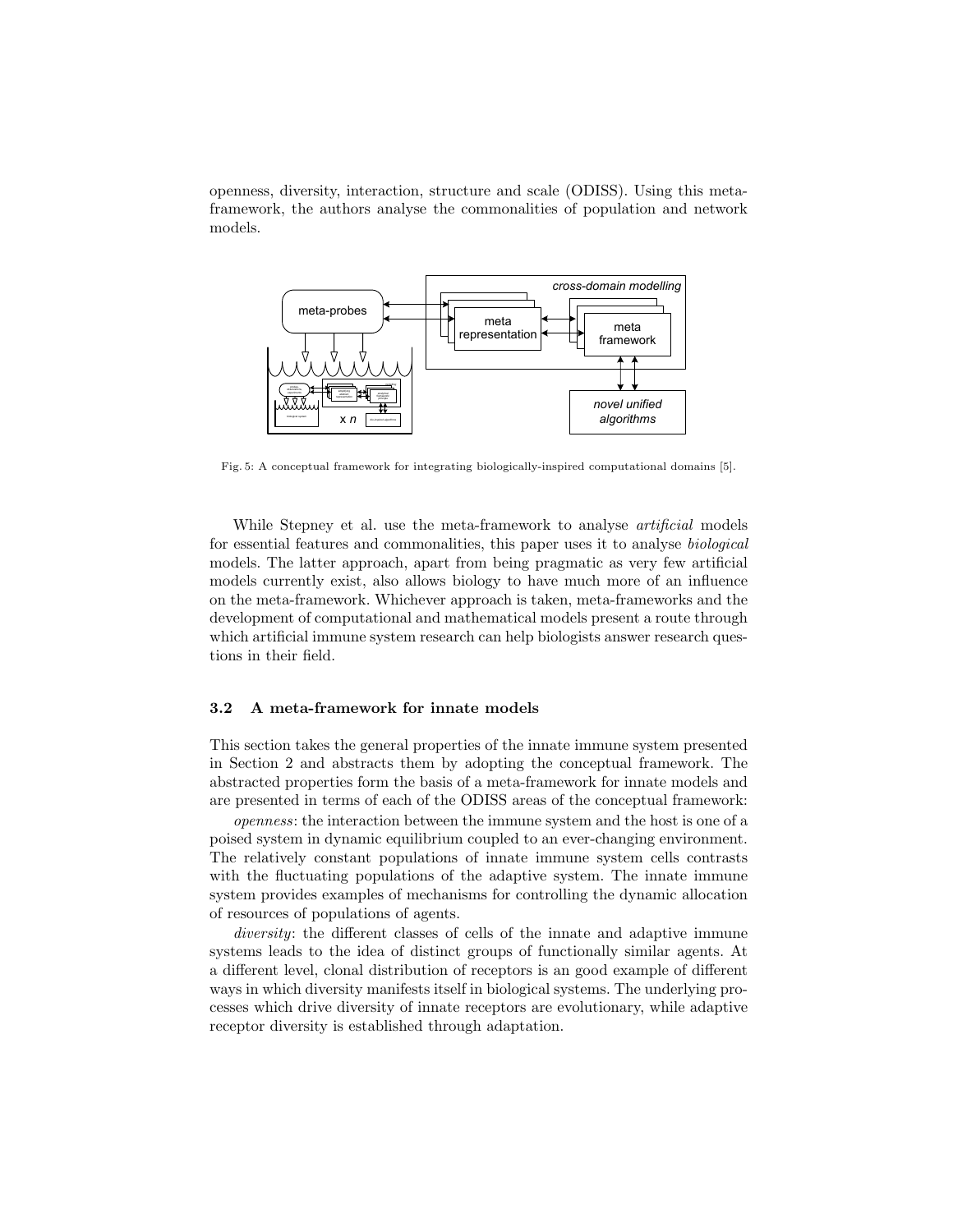openness, diversity, interaction, structure and scale (ODISS). Using this meta-framework, the authors analyse the commonalities of population and network models.

Fig. 5: A conceptual framework for integrating biologically-inspired computational domains [5].

While Stepney et al. use the meta-framework to analyse *artificial* models for essential features and commonalities, this paper uses it to analyse *biological* models. The latter approach, apart from being pragmatic as very few artificial models currently exist, also allows biology to have much more of an influence on the meta-framework. Whichever approach is taken, meta-frameworks and the development of computational and mathematical models present a route through which artificial immune system research can help biologists answer research questions in their field.

### 3.2 A meta-framework for innate models

This section takes the general properties of the innate immune system presented in Section 2 and abstracts them by adopting the conceptual framework. The abstracted properties form the basis of a meta-framework for innate models and are presented in terms of each of the ODISS areas of the conceptual framework:

*openness*: the interaction between the immune system and the host is one of a poised system in dynamic equilibrium coupled to an ever-changing environment. The relatively constant populations of innate immune system cells contrasts with the fluctuating populations of the adaptive system. The innate immune system provides examples of mechanisms for controlling the dynamic allocation of resources of populations of agents.

*diversity*: the different classes of cells of the innate and adaptive immune systems leads to the idea of distinct groups of functionally similar agents. At a different level, clonal distribution of receptors is an good example of different ways in which diversity manifests itself in biological systems. The underlying processes which drive diversity of innate receptors are evolutionary, while adaptive receptor diversity is established through adaptation.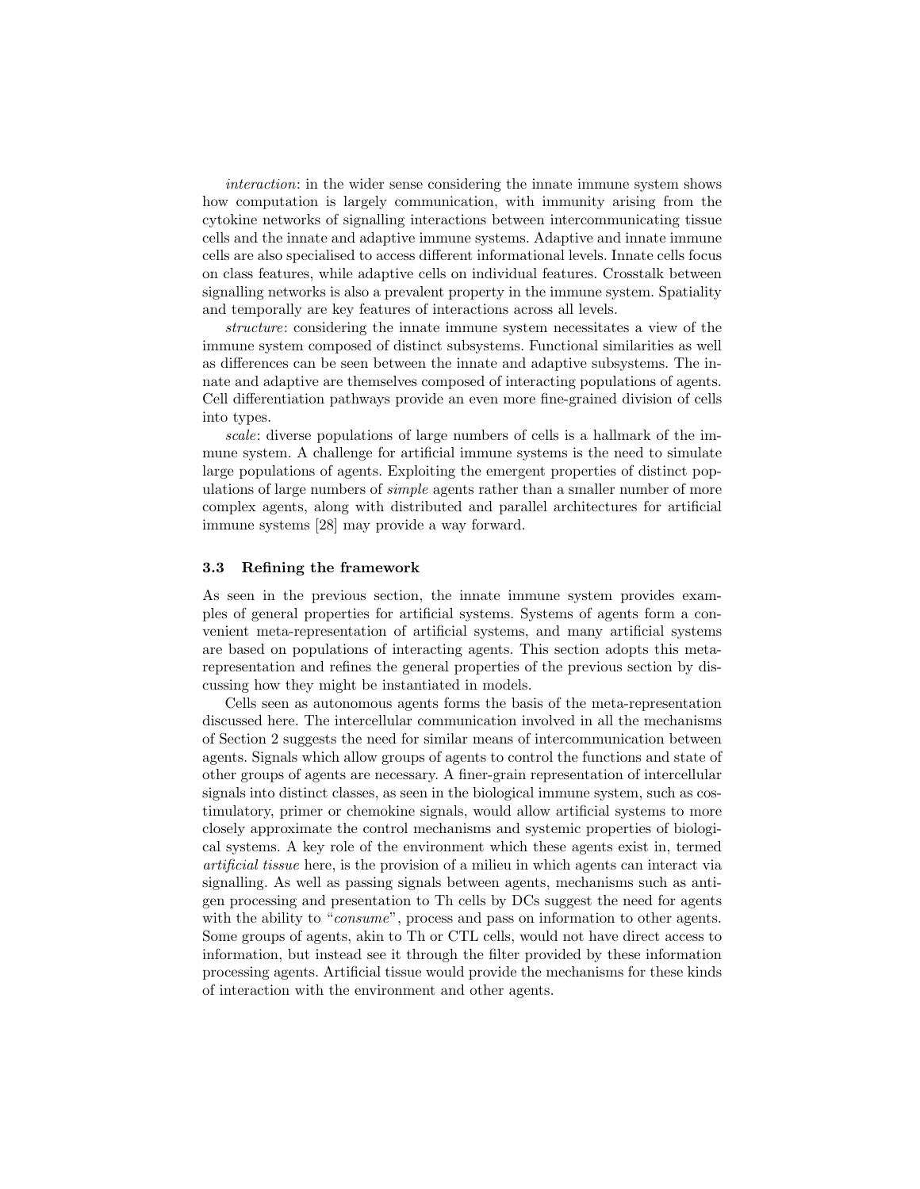*interaction*: in the wider sense considering the innate immune system shows how computation is largely communication, with immunity arising from the cytokine networks of signalling interactions between intercommunicating tissue cells and the innate and adaptive immune systems. Adaptive and innate immune cells are also specialised to access different informational levels. Innate cells focus on class features, while adaptive cells on individual features. Crosstalk between signalling networks is also a prevalent property in the immune system. Spatiality and temporally are key features of interactions across all levels.

*structure*: considering the innate immune system necessitates a view of the immune system composed of distinct subsystems. Functional similarities as well as differences can be seen between the innate and adaptive subsystems. The innate and adaptive are themselves composed of interacting populations of agents. Cell differentiation pathways provide an even more fine-grained division of cells into types.

*scale*: diverse populations of large numbers of cells is a hallmark of the immune system. A challenge for artificial immune systems is the need to simulate large populations of agents. Exploiting the emergent properties of distinct populations of large numbers of *simple* agents rather than a smaller number of more complex agents, along with distributed and parallel architectures for artificial immune systems [28] may provide a way forward.

### 3.3 Refining the framework

As seen in the previous section, the innate immune system provides examples of general properties for artificial systems. Systems of agents form a convenient meta-representation of artificial systems, and many artificial systems are based on populations of interacting agents. This section adopts this meta-representation and refines the general properties of the previous section by discussing how they might be instantiated in models.

Cells seen as autonomous agents forms the basis of the meta-representation discussed here. The intercellular communication involved in all the mechanisms of Section 2 suggests the need for similar means of intercommunication between agents. Signals which allow groups of agents to control the functions and state of other groups of agents are necessary. A finer-grain representation of intercellular signals into distinct classes, as seen in the biological immune system, such as costimulatory, primer or chemokine signals, would allow artificial systems to more closely approximate the control mechanisms and systemic properties of biological systems. A key role of the environment which these agents exist in, termed *artificial tissue* here, is the provision of a milieu in which agents can interact via signalling. As well as passing signals between agents, mechanisms such as antigen processing and presentation to Th cells by DCs suggest the need for agents with the ability to "*consume*", process and pass on information to other agents. Some groups of agents, akin to Th or CTL cells, would not have direct access to information, but instead see it through the filter provided by these information processing agents. Artificial tissue would provide the mechanisms for these kinds of interaction with the environment and other agents.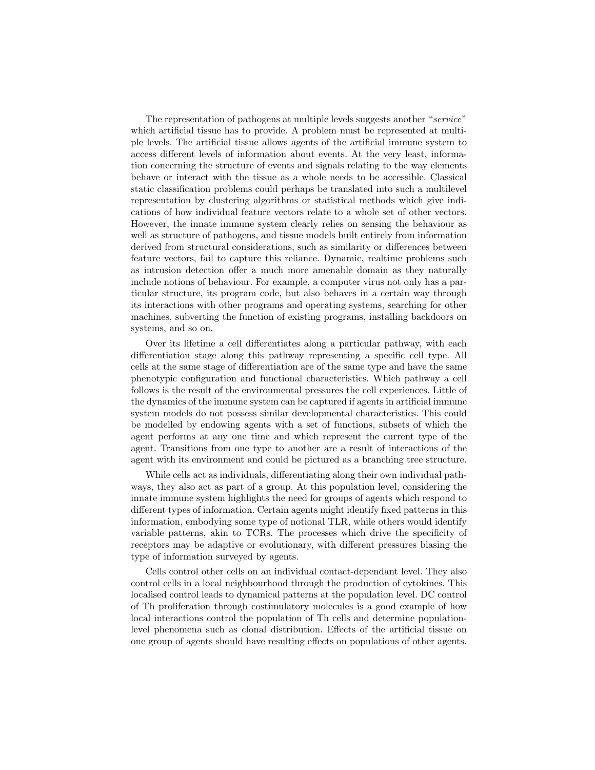The representation of pathogens at multiple levels suggests another "*service*" which artificial tissue has to provide. A problem must be represented at multiple levels. The artificial tissue allows agents of the artificial immune system to access different levels of information about events. At the very least, information concerning the structure of events and signals relating to the way elements behave or interact with the tissue as a whole needs to be accessible. Classical static classification problems could perhaps be translated into such a multilevel representation by clustering algorithms or statistical methods which give indications of how individual feature vectors relate to a whole set of other vectors. However, the innate immune system clearly relies on sensing the behaviour as well as structure of pathogens, and tissue models built entirely from information derived from structural considerations, such as similarity or differences between feature vectors, fail to capture this reliance. Dynamic, realtime problems such as intrusion detection offer a much more amenable domain as they naturally include notions of behaviour. For example, a computer virus not only has a particular structure, its program code, but also behaves in a certain way through its interactions with other programs and operating systems, searching for other machines, subverting the function of existing programs, installing backdoors on systems, and so on.

Over its lifetime a cell differentiates along a particular pathway, with each differentiation stage along this pathway representing a specific cell type. All cells at the same stage of differentiation are of the same type and have the same phenotypic configuration and functional characteristics. Which pathway a cell follows is the result of the environmental pressures the cell experiences. Little of the dynamics of the immune system can be captured if agents in artificial immune system models do not possess similar developmental characteristics. This could be modelled by endowing agents with a set of functions, subsets of which the agent performs at any one time and which represent the current type of the agent. Transitions from one type to another are a result of interactions of the agent with its environment and could be pictured as a branching tree structure.

While cells act as individuals, differentiating along their own individual pathways, they also act as part of a group. At this population level, considering the innate immune system highlights the need for groups of agents which respond to different types of information. Certain agents might identify fixed patterns in this information, embodying some type of notional TLR, while others would identify variable patterns, akin to TCRs. The processes which drive the specificity of receptors may be adaptive or evolutionary, with different pressures biasing the type of information surveyed by agents.

Cells control other cells on an individual contact-dependant level. They also control cells in a local neighbourhood through the production of cytokines. This localised control leads to dynamical patterns at the population level. DC control of Th proliferation through costimulatory molecules is a good example of how local interactions control the population of Th cells and determine population-level phenomena such as clonal distribution. Effects of the artificial tissue on one group of agents should have resulting effects on populations of other agents.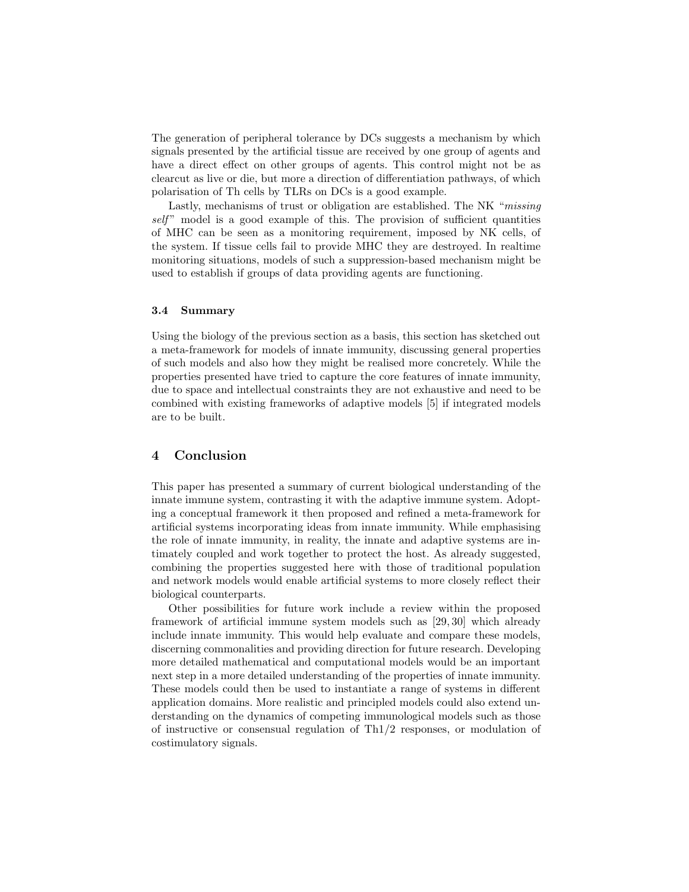The generation of peripheral tolerance by DCs suggests a mechanism by which signals presented by the artificial tissue are received by one group of agents and have a direct effect on other groups of agents. This control might not be as clearcut as live or die, but more a direction of differentiation pathways, of which polarisation of Th cells by TLRs on DCs is a good example.

Lastly, mechanisms of trust or obligation are established. The NK "*missing self*" model is a good example of this. The provision of sufficient quantities of MHC can be seen as a monitoring requirement, imposed by NK cells, of the system. If tissue cells fail to provide MHC they are destroyed. In realtime monitoring situations, models of such a suppression-based mechanism might be used to establish if groups of data providing agents are functioning.

### 3.4 Summary

Using the biology of the previous section as a basis, this section has sketched out a meta-framework for models of innate immunity, discussing general properties of such models and also how they might be realised more concretely. While the properties presented have tried to capture the core features of innate immunity, due to space and intellectual constraints they are not exhaustive and need to be combined with existing frameworks of adaptive models [5] if integrated models are to be built.

## 4 Conclusion

This paper has presented a summary of current biological understanding of the innate immune system, contrasting it with the adaptive immune system. Adopting a conceptual framework it then proposed and refined a meta-framework for artificial systems incorporating ideas from innate immunity. While emphasising the role of innate immunity, in reality, the innate and adaptive systems are intimately coupled and work together to protect the host. As already suggested, combining the properties suggested here with those of traditional population and network models would enable artificial systems to more closely reflect their biological counterparts.

Other possibilities for future work include a review within the proposed framework of artificial immune system models such as [29, 30] which already include innate immunity. This would help evaluate and compare these models, discerning commonalities and providing direction for future research. Developing more detailed mathematical and computational models would be an important next step in a more detailed understanding of the properties of innate immunity. These models could then be used to instantiate a range of systems in different application domains. More realistic and principled models could also extend understanding on the dynamics of competing immunological models such as those of instructive or consensual regulation of Th1/2 responses, or modulation of costimulatory signals.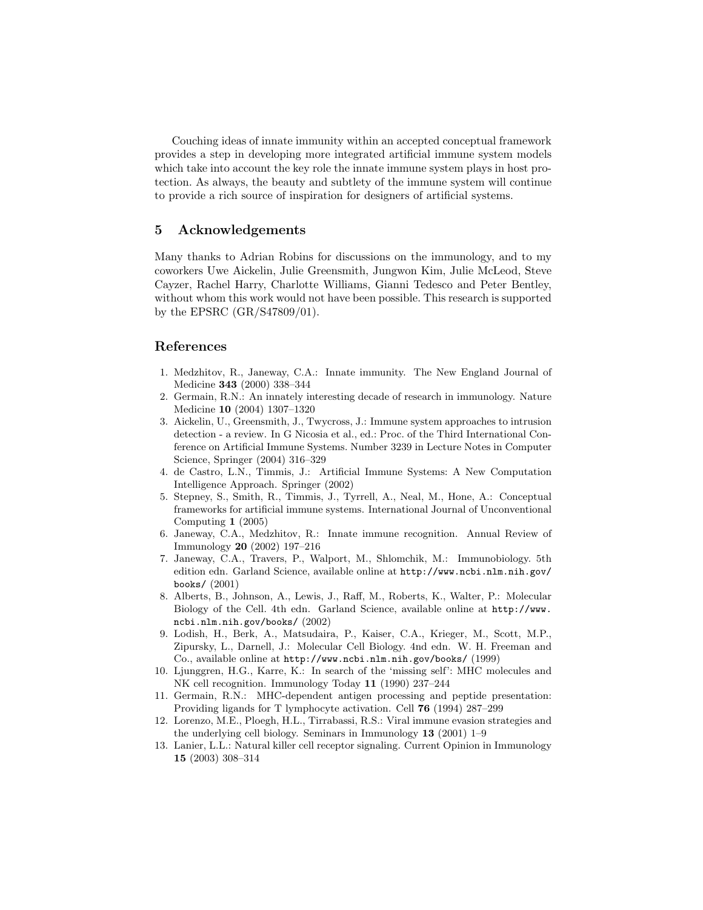Couching ideas of innate immunity within an accepted conceptual framework provides a step in developing more integrated artificial immune system models which take into account the key role the innate immune system plays in host protection. As always, the beauty and subtlety of the immune system will continue to provide a rich source of inspiration for designers of artificial systems.

## 5 Acknowledgements

Many thanks to Adrian Robins for discussions on the immunology, and to my coworkers Uwe Aickelin, Julie Greensmith, Jungwon Kim, Julie McLeod, Steve Cayzer, Rachel Harry, Charlotte Williams, Gianni Tedesco and Peter Bentley, without whom this work would not have been possible. This research is supported by the EPSRC (GR/S47809/01).

## References

1. Medzhitov, R., Janeway, C.A.: Innate immunity. The New England Journal of Medicine **343** (2000) 338–344
2. Germain, R.N.: An innately interesting decade of research in immunology. Nature Medicine **10** (2004) 1307–1320
3. Aickelin, U., Greensmith, J., Twycross, J.: Immune system approaches to intrusion detection - a review. In G Nicosia et al., ed.: Proc. of the Third International Conference on Artificial Immune Systems. Number 3239 in Lecture Notes in Computer Science, Springer (2004) 316–329
4. de Castro, L.N., Timmis, J.: Artificial Immune Systems: A New Computation Intelligence Approach. Springer (2002)
5. Stepney, S., Smith, R., Timmis, J., Tyrrell, A., Neal, M., Hone, A.: Conceptual frameworks for artificial immune systems. International Journal of Unconventional Computing **1** (2005)
6. Janeway, C.A., Medzhitov, R.: Innate immune recognition. Annual Review of Immunology **20** (2002) 197–216
7. Janeway, C.A., Travers, P., Walport, M., Shlomchik, M.: Immunobiology. 5th edition edn. Garland Science, available online at `http://www.ncbi.nlm.nih.gov/books/` (2001)
8. Alberts, B., Johnson, A., Lewis, J., Raff, M., Roberts, K., Walter, P.: Molecular Biology of the Cell. 4th edn. Garland Science, available online at `http://www.ncbi.nlm.nih.gov/books/` (2002)
9. Lodish, H., Berk, A., Matsudaira, P., Kaiser, C.A., Krieger, M., Scott, M.P., Zipursky, L., Darnell, J.: Molecular Cell Biology. 4nd edn. W. H. Freeman and Co., available online at `http://www.ncbi.nlm.nih.gov/books/` (1999)
10. Ljunggren, H.G., Karre, K.: In search of the 'missing self': MHC molecules and NK cell recognition. Immunology Today **11** (1990) 237–244
11. Germain, R.N.: MHC-dependent antigen processing and peptide presentation: Providing ligands for T lymphocyte activation. Cell **76** (1994) 287–299
12. Lorenzo, M.E., Ploegh, H.L., Tirrabassi, R.S.: Viral immune evasion strategies and the underlying cell biology. Seminars in Immunology **13** (2001) 1–9
13. Lanier, L.L.: Natural killer cell receptor signaling. Current Opinion in Immunology **15** (2003) 308–314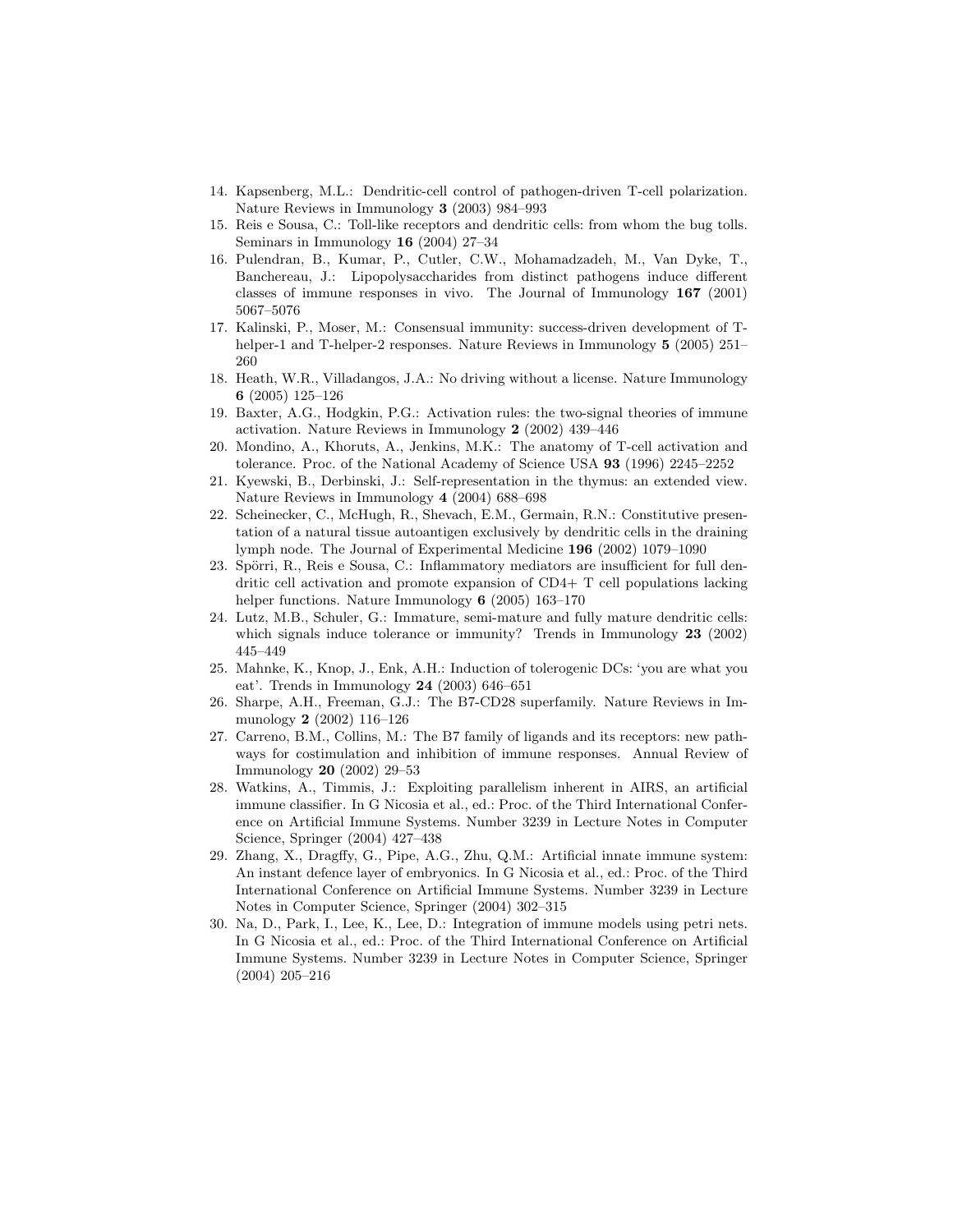14. Kapsenberg, M.L.: Dendritic-cell control of pathogen-driven T-cell polarization. Nature Reviews in Immunology **3** (2003) 984–993
15. Reis e Sousa, C.: Toll-like receptors and dendritic cells: from whom the bug tolls. Seminars in Immunology **16** (2004) 27–34
16. Pulendran, B., Kumar, P., Cutler, C.W., Mohamadzadeh, M., Van Dyke, T., Banchereau, J.: Lipopolysaccharides from distinct pathogens induce different classes of immune responses in vivo. The Journal of Immunology **167** (2001) 5067–5076
17. Kalinski, P., Moser, M.: Consensual immunity: success-driven development of T-helper-1 and T-helper-2 responses. Nature Reviews in Immunology **5** (2005) 251–260
18. Heath, W.R., Villadangos, J.A.: No driving without a license. Nature Immunology **6** (2005) 125–126
19. Baxter, A.G., Hodgkin, P.G.: Activation rules: the two-signal theories of immune activation. Nature Reviews in Immunology **2** (2002) 439–446
20. Mondino, A., Khoruts, A., Jenkins, M.K.: The anatomy of T-cell activation and tolerance. Proc. of the National Academy of Science USA **93** (1996) 2245–2252
21. Kyewski, B., Derbinski, J.: Self-representation in the thymus: an extended view. Nature Reviews in Immunology **4** (2004) 688–698
22. Scheinecker, C., McHugh, R., Shevach, E.M., Germain, R.N.: Constitutive presentation of a natural tissue autoantigen exclusively by dendritic cells in the draining lymph node. The Journal of Experimental Medicine **196** (2002) 1079–1090
23. Spörri, R., Reis e Sousa, C.: Inflammatory mediators are insufficient for full dendritic cell activation and promote expansion of CD4+ T cell populations lacking helper functions. Nature Immunology **6** (2005) 163–170
24. Lutz, M.B., Schuler, G.: Immature, semi-mature and fully mature dendritic cells: which signals induce tolerance or immunity? Trends in Immunology **23** (2002) 445–449
25. Mahnke, K., Knop, J., Enk, A.H.: Induction of tolerogenic DCs: 'you are what you eat'. Trends in Immunology **24** (2003) 646–651
26. Sharpe, A.H., Freeman, G.J.: The B7-CD28 superfamily. Nature Reviews in Immunology **2** (2002) 116–126
27. Carreno, B.M., Collins, M.: The B7 family of ligands and its receptors: new pathways for costimulation and inhibition of immune responses. Annual Review of Immunology **20** (2002) 29–53
28. Watkins, A., Timmis, J.: Exploiting parallelism inherent in AIRS, an artificial immune classifier. In G Nicosia et al., ed.: Proc. of the Third International Conference on Artificial Immune Systems. Number 3239 in Lecture Notes in Computer Science, Springer (2004) 427–438
29. Zhang, X., Dragffy, G., Pipe, A.G., Zhu, Q.M.: Artificial innate immune system: An instant defence layer of embryonics. In G Nicosia et al., ed.: Proc. of the Third International Conference on Artificial Immune Systems. Number 3239 in Lecture Notes in Computer Science, Springer (2004) 302–315
30. Na, D., Park, I., Lee, K., Lee, D.: Integration of immune models using petri nets. In G Nicosia et al., ed.: Proc. of the Third International Conference on Artificial Immune Systems. Number 3239 in Lecture Notes in Computer Science, Springer (2004) 205–216